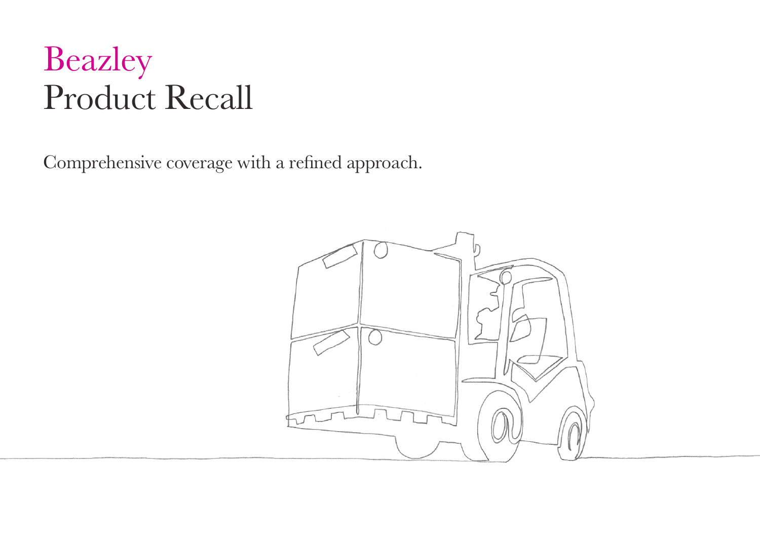# Beazley
# Product Recall

Comprehensive coverage with a refined approach.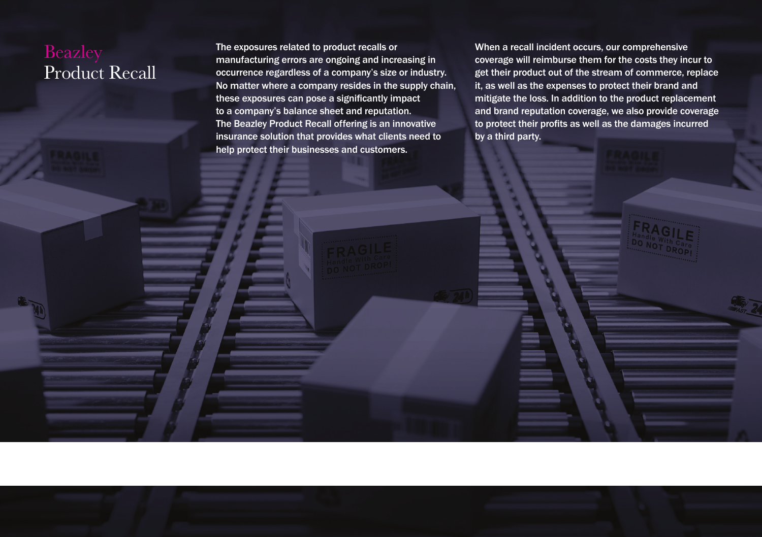# Beazley Product Recall

The exposures related to product recalls or manufacturing errors are ongoing and increasing in occurrence regardless of a company's size or industry. No matter where a company resides in the supply chain, these exposures can pose a significantly impact to a company's balance sheet and reputation. The Beazley Product Recall offering is an innovative insurance solution that provides what clients need to help protect their businesses and customers.

When a recall incident occurs, our comprehensive coverage will reimburse them for the costs they incur to get their product out of the stream of commerce, replace it, as well as the expenses to protect their brand and mitigate the loss. In addition to the product replacement and brand reputation coverage, we also provide coverage to protect their profits as well as the damages incurred by a third party.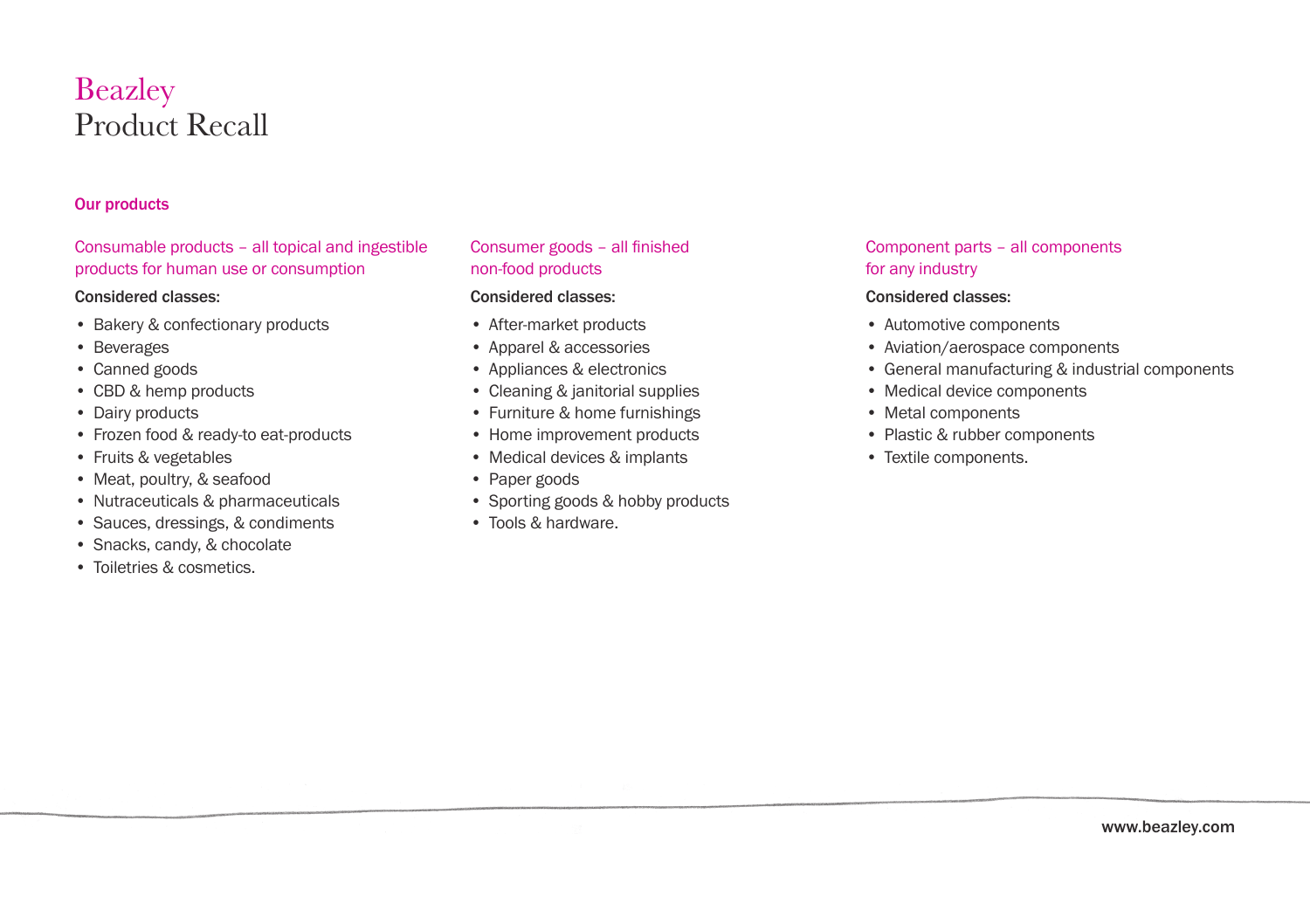# Beazley
## Product Recall

### Our products

#### Consumable products – all topical and ingestible products for human use or consumption

**Considered classes:**

- Bakery & confectionary products
- Beverages
- Canned goods
- CBD & hemp products
- Dairy products
- Frozen food & ready-to eat-products
- Fruits & vegetables
- Meat, poultry, & seafood
- Nutraceuticals & pharmaceuticals
- Sauces, dressings, & condiments
- Snacks, candy, & chocolate
- Toiletries & cosmetics.

#### Consumer goods – all finished non-food products

**Considered classes:**

- After-market products
- Apparel & accessories
- Appliances & electronics
- Cleaning & janitorial supplies
- Furniture & home furnishings
- Home improvement products
- Medical devices & implants
- Paper goods
- Sporting goods & hobby products
- Tools & hardware.

#### Component parts – all components for any industry

**Considered classes:**

- Automotive components
- Aviation/aerospace components
- General manufacturing & industrial components
- Medical device components
- Metal components
- Plastic & rubber components
- Textile components.

www.beazley.com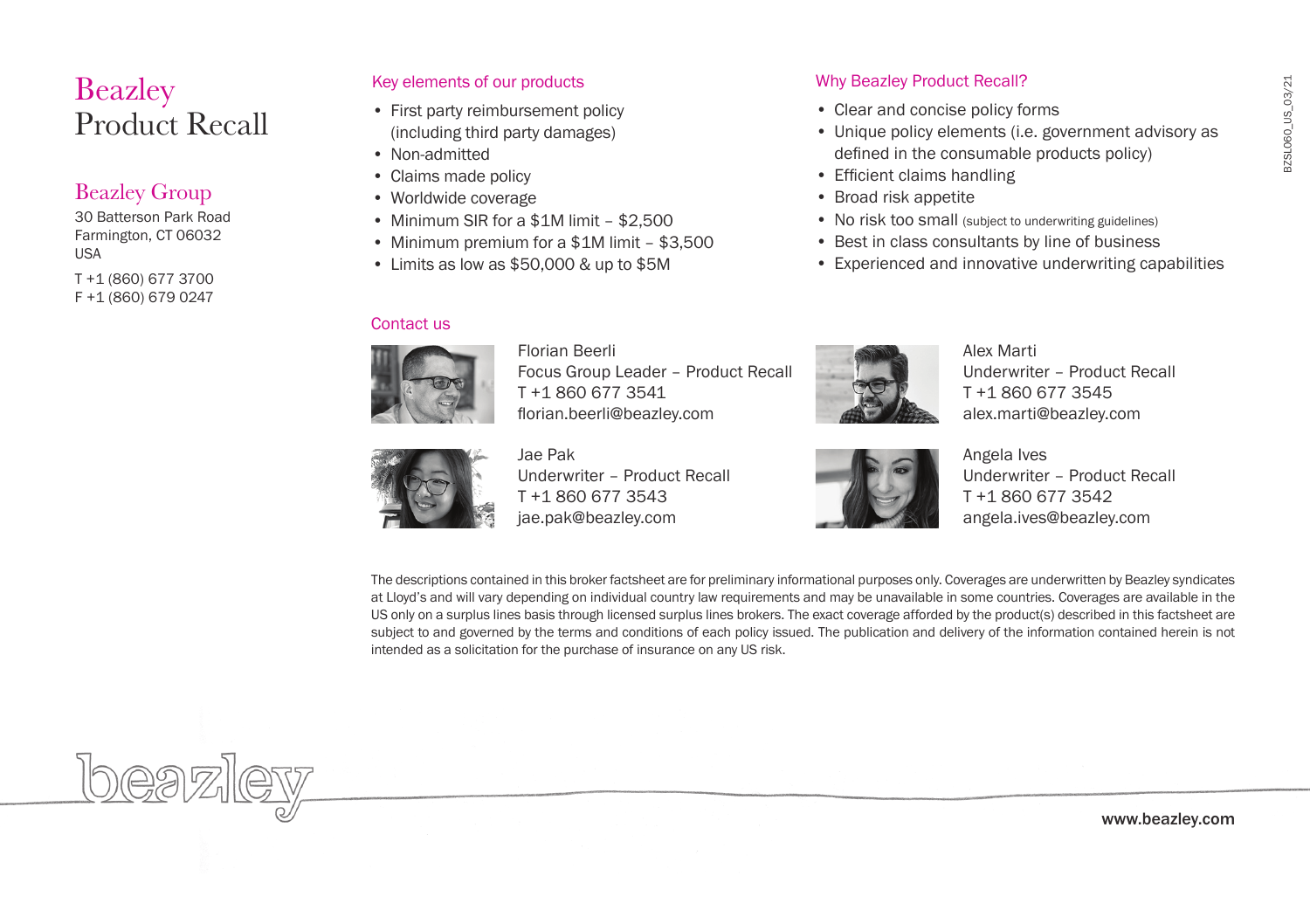# Beazley Product Recall

## Beazley Group

30 Batterson Park Road
Farmington, CT 06032
USA

T +1 (860) 677 3700
F +1 (860) 679 0247

### Key elements of our products

- First party reimbursement policy (including third party damages)
- Non-admitted
- Claims made policy
- Worldwide coverage
- Minimum SIR for a $1M limit – $2,500
- Minimum premium for a $1M limit – $3,500
- Limits as low as $50,000 & up to $5M

### Why Beazley Product Recall?

- Clear and concise policy forms
- Unique policy elements (i.e. government advisory as defined in the consumable products policy)
- Efficient claims handling
- Broad risk appetite
- No risk too small (subject to underwriting guidelines)
- Best in class consultants by line of business
- Experienced and innovative underwriting capabilities

### Contact us

Florian Beerli
Focus Group Leader – Product Recall
T +1 860 677 3541
florian.beerli@beazley.com

Alex Marti
Underwriter – Product Recall
T +1 860 677 3545
alex.marti@beazley.com

Jae Pak
Underwriter – Product Recall
T +1 860 677 3543
jae.pak@beazley.com

Angela Ives
Underwriter – Product Recall
T +1 860 677 3542
angela.ives@beazley.com

The descriptions contained in this broker factsheet are for preliminary informational purposes only. Coverages are underwritten by Beazley syndicates at Lloyd's and will vary depending on individual country law requirements and may be unavailable in some countries. Coverages are available in the US only on a surplus lines basis through licensed surplus lines brokers. The exact coverage afforded by the product(s) described in this factsheet are subject to and governed by the terms and conditions of each policy issued. The publication and delivery of the information contained herein is not intended as a solicitation for the purchase of insurance on any US risk.

BZSL060_US_03/21

beazley

www.beazley.com